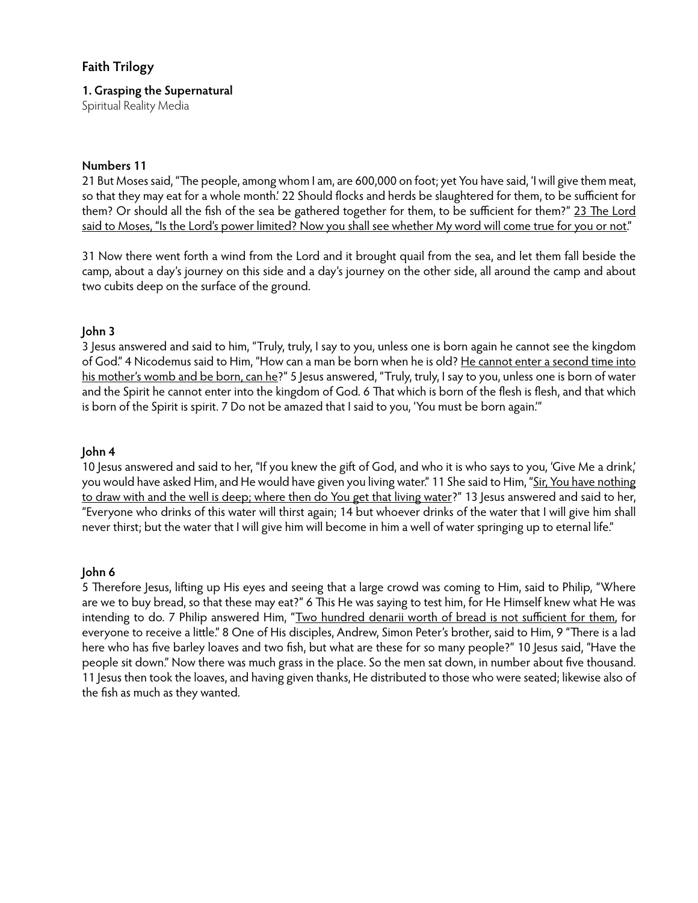## Faith Trilogy

### 1. Grasping the Supernatural

Spiritual Reality Media

**Numbers 11**

21 But Moses said, "The people, among whom I am, are 600,000 on foot; yet You have said, 'I will give them meat, so that they may eat for a whole month.' 22 Should flocks and herds be slaughtered for them, to be sufficient for them? Or should all the fish of the sea be gathered together for them, to be sufficient for them?" <u>23 The Lord said to Moses, "Is the Lord's power limited? Now you shall see whether My word will come true for you or not</u>."

31 Now there went forth a wind from the Lord and it brought quail from the sea, and let them fall beside the camp, about a day's journey on this side and a day's journey on the other side, all around the camp and about two cubits deep on the surface of the ground.

**John 3**

3 Jesus answered and said to him, "Truly, truly, I say to you, unless one is born again he cannot see the kingdom of God." 4 Nicodemus said to Him, "How can a man be born when he is old? <u>He cannot enter a second time into his mother's womb and be born, can he</u>?" 5 Jesus answered, "Truly, truly, I say to you, unless one is born of water and the Spirit he cannot enter into the kingdom of God. 6 That which is born of the flesh is flesh, and that which is born of the Spirit is spirit. 7 Do not be amazed that I said to you, 'You must be born again.'"

**John 4**

10 Jesus answered and said to her, "If you knew the gift of God, and who it is who says to you, 'Give Me a drink,' you would have asked Him, and He would have given you living water." 11 She said to Him, "<u>Sir, You have nothing to draw with and the well is deep; where then do You get that living water</u>?" 13 Jesus answered and said to her, "Everyone who drinks of this water will thirst again; 14 but whoever drinks of the water that I will give him shall never thirst; but the water that I will give him will become in him a well of water springing up to eternal life."

**John 6**

5 Therefore Jesus, lifting up His eyes and seeing that a large crowd was coming to Him, said to Philip, "Where are we to buy bread, so that these may eat?" 6 This He was saying to test him, for He Himself knew what He was intending to do. 7 Philip answered Him, "<u>Two hundred denarii worth of bread is not sufficient for them</u>, for everyone to receive a little." 8 One of His disciples, Andrew, Simon Peter's brother, said to Him, 9 "There is a lad here who has five barley loaves and two fish, but what are these for so many people?" 10 Jesus said, "Have the people sit down." Now there was much grass in the place. So the men sat down, in number about five thousand. 11 Jesus then took the loaves, and having given thanks, He distributed to those who were seated; likewise also of the fish as much as they wanted.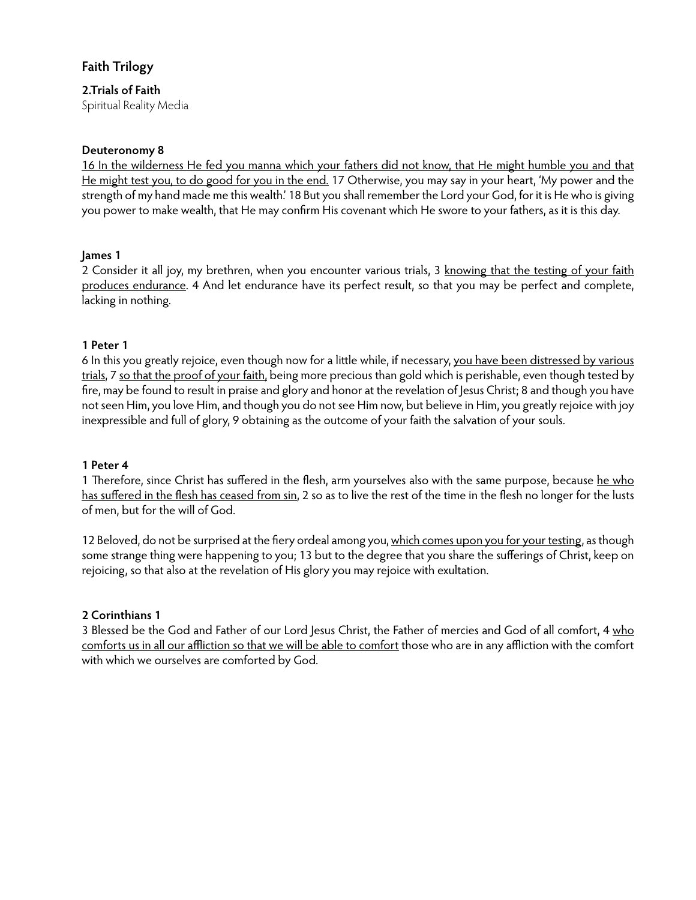## Faith Trilogy

**2.Trials of Faith**
Spiritual Reality Media

**Deuteronomy 8**
<u>16 In the wilderness He fed you manna which your fathers did not know, that He might humble you and that He might test you, to do good for you in the end.</u> 17 Otherwise, you may say in your heart, 'My power and the strength of my hand made me this wealth.' 18 But you shall remember the Lord your God, for it is He who is giving you power to make wealth, that He may confirm His covenant which He swore to your fathers, as it is this day.

**James 1**
2 Consider it all joy, my brethren, when you encounter various trials, 3 <u>knowing that the testing of your faith produces endurance</u>. 4 And let endurance have its perfect result, so that you may be perfect and complete, lacking in nothing.

**1 Peter 1**
6 In this you greatly rejoice, even though now for a little while, if necessary, <u>you have been distressed by various trials</u>, 7 <u>so that the proof of your faith,</u> being more precious than gold which is perishable, even though tested by fire, may be found to result in praise and glory and honor at the revelation of Jesus Christ; 8 and though you have not seen Him, you love Him, and though you do not see Him now, but believe in Him, you greatly rejoice with joy inexpressible and full of glory, 9 obtaining as the outcome of your faith the salvation of your souls.

**1 Peter 4**
1 Therefore, since Christ has suffered in the flesh, arm yourselves also with the same purpose, because <u>he who has suffered in the flesh has ceased from sin</u>, 2 so as to live the rest of the time in the flesh no longer for the lusts of men, but for the will of God.

12 Beloved, do not be surprised at the fiery ordeal among you, <u>which comes upon you for your testing</u>, as though some strange thing were happening to you; 13 but to the degree that you share the sufferings of Christ, keep on rejoicing, so that also at the revelation of His glory you may rejoice with exultation.

**2 Corinthians 1**
3 Blessed be the God and Father of our Lord Jesus Christ, the Father of mercies and God of all comfort, 4 <u>who comforts us in all our affliction so that we will be able to comfort</u> those who are in any affliction with the comfort with which we ourselves are comforted by God.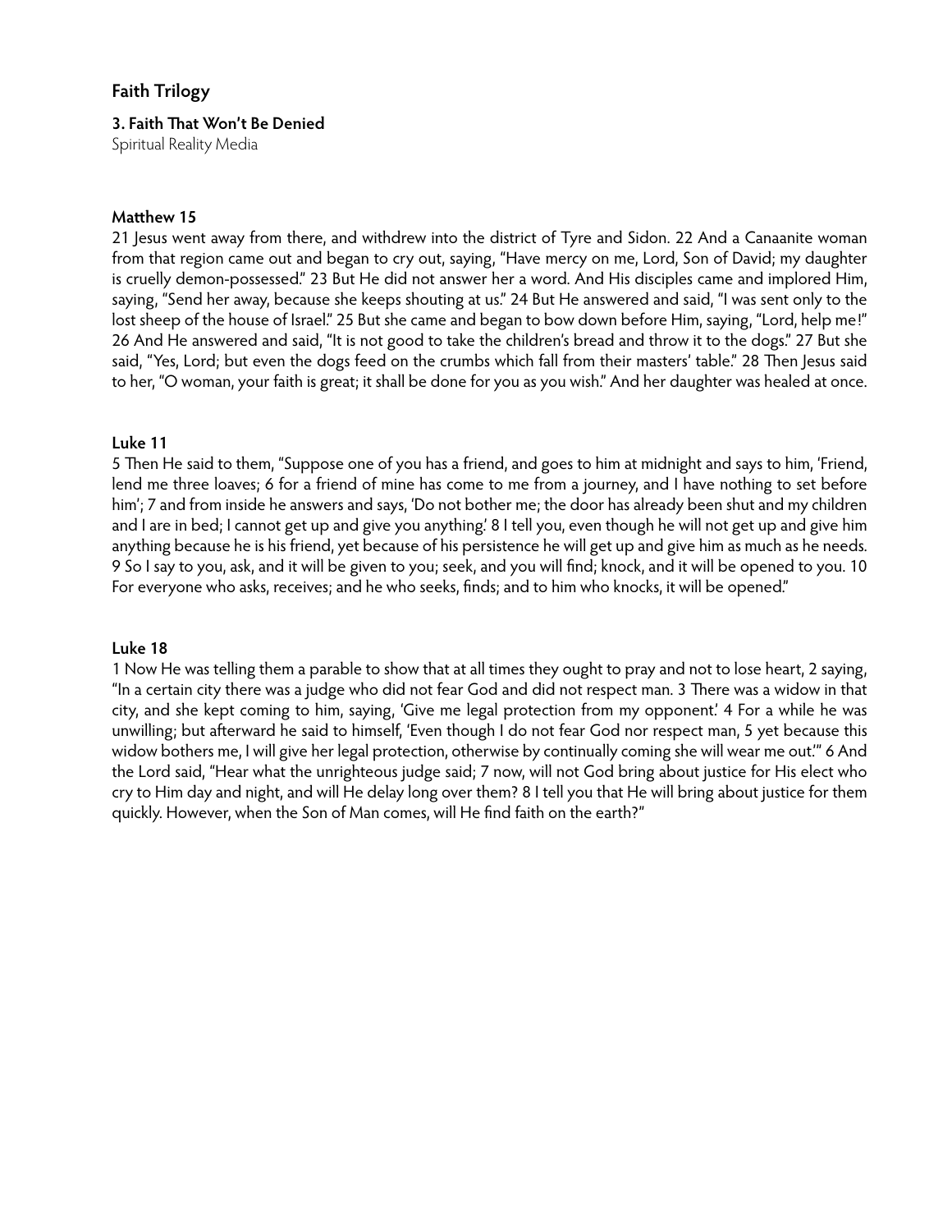## Faith Trilogy

**3. Faith That Won't Be Denied**
Spiritual Reality Media

**Matthew 15**
21 Jesus went away from there, and withdrew into the district of Tyre and Sidon. 22 And a Canaanite woman from that region came out and began to cry out, saying, "Have mercy on me, Lord, Son of David; my daughter is cruelly demon-possessed." 23 But He did not answer her a word. And His disciples came and implored Him, saying, "Send her away, because she keeps shouting at us." 24 But He answered and said, "I was sent only to the lost sheep of the house of Israel." 25 But she came and began to bow down before Him, saying, "Lord, help me!" 26 And He answered and said, "It is not good to take the children's bread and throw it to the dogs." 27 But she said, "Yes, Lord; but even the dogs feed on the crumbs which fall from their masters' table." 28 Then Jesus said to her, "O woman, your faith is great; it shall be done for you as you wish." And her daughter was healed at once.

**Luke 11**
5 Then He said to them, "Suppose one of you has a friend, and goes to him at midnight and says to him, 'Friend, lend me three loaves; 6 for a friend of mine has come to me from a journey, and I have nothing to set before him'; 7 and from inside he answers and says, 'Do not bother me; the door has already been shut and my children and I are in bed; I cannot get up and give you anything.' 8 I tell you, even though he will not get up and give him anything because he is his friend, yet because of his persistence he will get up and give him as much as he needs. 9 So I say to you, ask, and it will be given to you; seek, and you will find; knock, and it will be opened to you. 10 For everyone who asks, receives; and he who seeks, finds; and to him who knocks, it will be opened."

**Luke 18**
1 Now He was telling them a parable to show that at all times they ought to pray and not to lose heart, 2 saying, "In a certain city there was a judge who did not fear God and did not respect man. 3 There was a widow in that city, and she kept coming to him, saying, 'Give me legal protection from my opponent.' 4 For a while he was unwilling; but afterward he said to himself, 'Even though I do not fear God nor respect man, 5 yet because this widow bothers me, I will give her legal protection, otherwise by continually coming she will wear me out.'" 6 And the Lord said, "Hear what the unrighteous judge said; 7 now, will not God bring about justice for His elect who cry to Him day and night, and will He delay long over them? 8 I tell you that He will bring about justice for them quickly. However, when the Son of Man comes, will He find faith on the earth?"